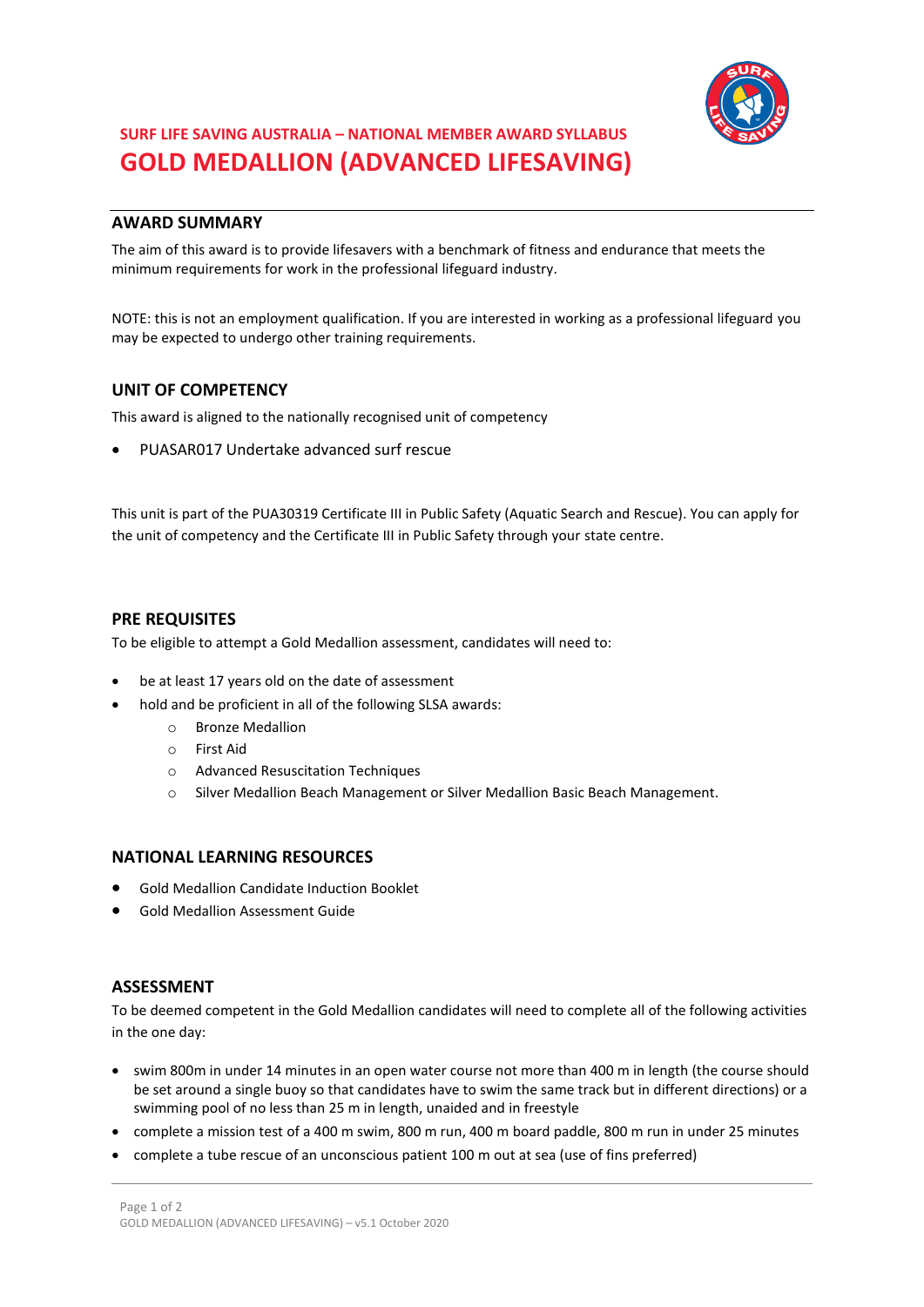SURF LIFE SAVING AUSTRALIA – NATIONAL MEMBER AWARD SYLLABUS

# GOLD MEDALLION (ADVANCED LIFESAVING)

## AWARD SUMMARY

The aim of this award is to provide lifesavers with a benchmark of fitness and endurance that meets the minimum requirements for work in the professional lifeguard industry.

NOTE: this is not an employment qualification. If you are interested in working as a professional lifeguard you may be expected to undergo other training requirements.

## UNIT OF COMPETENCY

This award is aligned to the nationally recognised unit of competency

- PUASAR017 Undertake advanced surf rescue

This unit is part of the PUA30319 Certificate III in Public Safety (Aquatic Search and Rescue). You can apply for the unit of competency and the Certificate III in Public Safety through your state centre.

## PRE REQUISITES

To be eligible to attempt a Gold Medallion assessment, candidates will need to:

- be at least 17 years old on the date of assessment
- hold and be proficient in all of the following SLSA awards:
  - Bronze Medallion
  - First Aid
  - Advanced Resuscitation Techniques
  - Silver Medallion Beach Management or Silver Medallion Basic Beach Management.

## NATIONAL LEARNING RESOURCES

- Gold Medallion Candidate Induction Booklet
- Gold Medallion Assessment Guide

## ASSESSMENT

To be deemed competent in the Gold Medallion candidates will need to complete all of the following activities in the one day:

- swim 800m in under 14 minutes in an open water course not more than 400 m in length (the course should be set around a single buoy so that candidates have to swim the same track but in different directions) or a swimming pool of no less than 25 m in length, unaided and in freestyle
- complete a mission test of a 400 m swim, 800 m run, 400 m board paddle, 800 m run in under 25 minutes
- complete a tube rescue of an unconscious patient 100 m out at sea (use of fins preferred)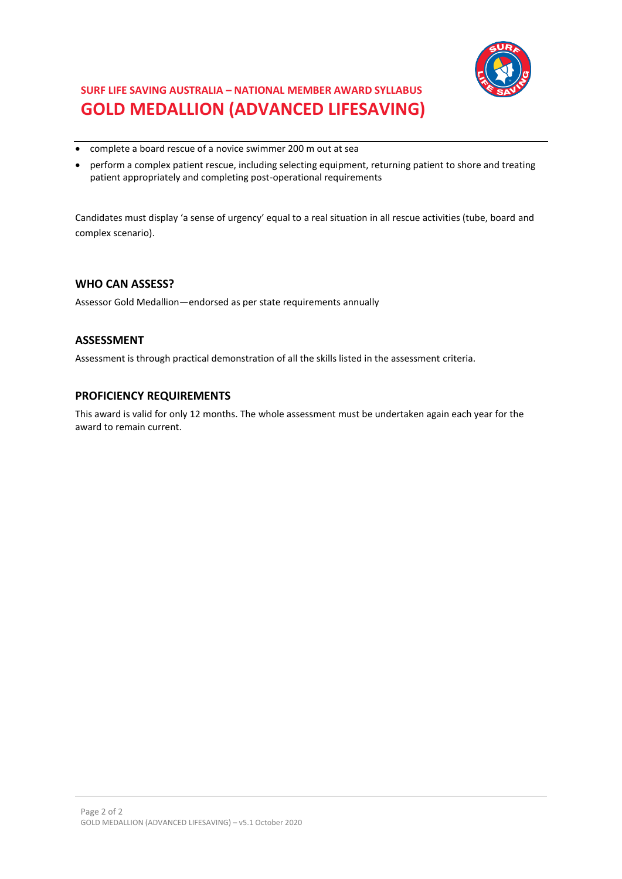- complete a board rescue of a novice swimmer 200 m out at sea
- perform a complex patient rescue, including selecting equipment, returning patient to shore and treating patient appropriately and completing post-operational requirements

Candidates must display 'a sense of urgency' equal to a real situation in all rescue activities (tube, board and complex scenario).

## WHO CAN ASSESS?

Assessor Gold Medallion—endorsed as per state requirements annually

## ASSESSMENT

Assessment is through practical demonstration of all the skills listed in the assessment criteria.

## PROFICIENCY REQUIREMENTS

This award is valid for only 12 months. The whole assessment must be undertaken again each year for the award to remain current.